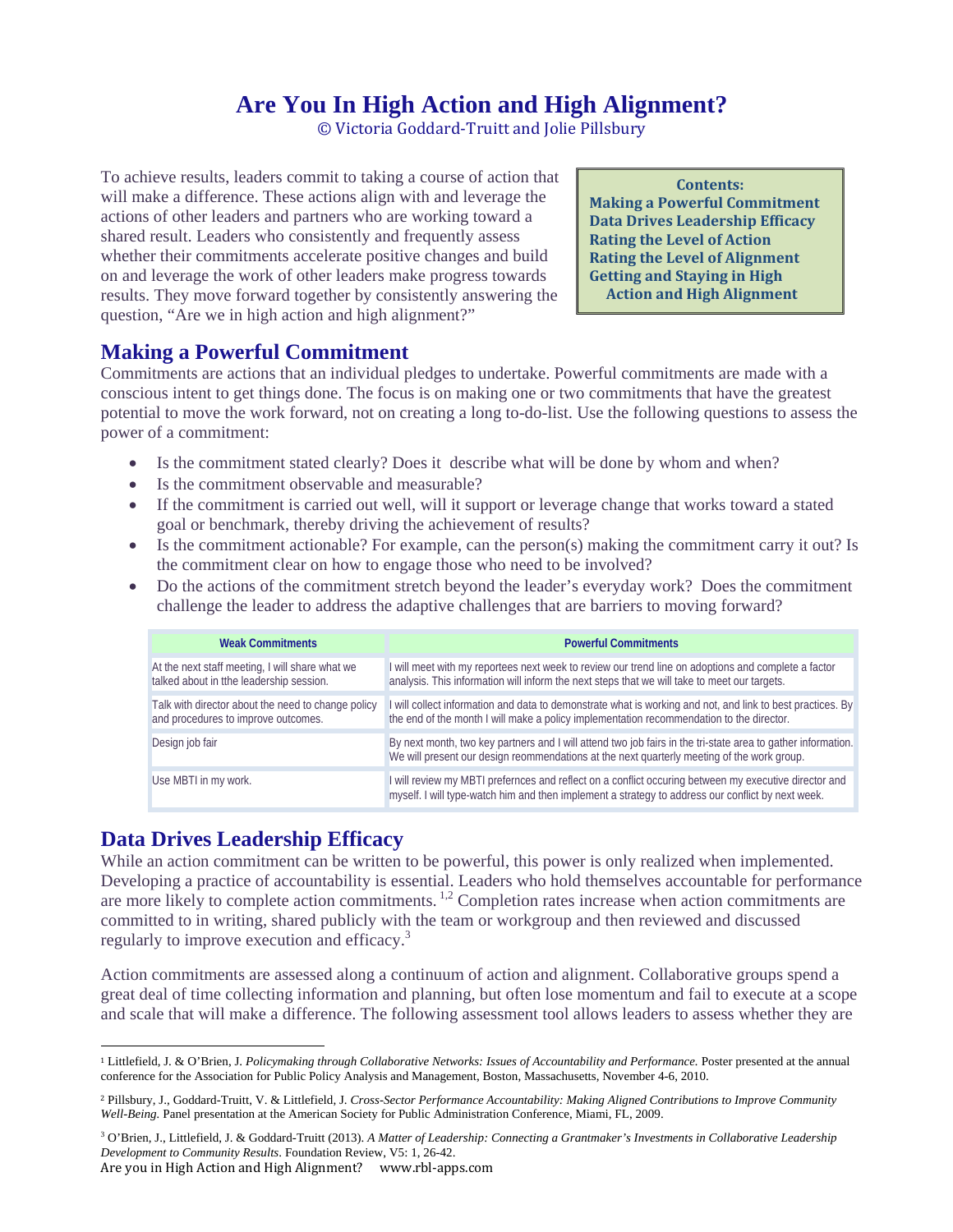# Are You In High Action and High Alignment?

© Victoria Goddard-Truitt and Jolie Pillsbury

To achieve results, leaders commit to taking a course of action that will make a difference. These actions align with and leverage the actions of other leaders and partners who are working toward a shared result. Leaders who consistently and frequently assess whether their commitments accelerate positive changes and build on and leverage the work of other leaders make progress towards results. They move forward together by consistently answering the question, "Are we in high action and high alignment?"

**Contents:**
**Making a Powerful Commitment**
**Data Drives Leadership Efficacy**
**Rating the Level of Action**
**Rating the Level of Alignment**
**Getting and Staying in High Action and High Alignment**

## Making a Powerful Commitment

Commitments are actions that an individual pledges to undertake. Powerful commitments are made with a conscious intent to get things done. The focus is on making one or two commitments that have the greatest potential to move the work forward, not on creating a long to-do-list. Use the following questions to assess the power of a commitment:

- Is the commitment stated clearly? Does it describe what will be done by whom and when?
- Is the commitment observable and measurable?
- If the commitment is carried out well, will it support or leverage change that works toward a stated goal or benchmark, thereby driving the achievement of results?
- Is the commitment actionable? For example, can the person(s) making the commitment carry it out? Is the commitment clear on how to engage those who need to be involved?
- Do the actions of the commitment stretch beyond the leader's everyday work? Does the commitment challenge the leader to address the adaptive challenges that are barriers to moving forward?

| Weak Commitments | Powerful Commitments |
|---|---|
| At the next staff meeting, I will share what we talked about in tthe leadership session. | I will meet with my reportees next week to review our trend line on adoptions and complete a factor analysis. This information will inform the next steps that we will take to meet our targets. |
| Talk with director about the need to change policy and procedures to improve outcomes. | I will collect information and data to demonstrate what is working and not, and link to best practices. By the end of the month I will make a policy implementation recommendation to the director. |
| Design job fair | By next month, two key partners and I will attend two job fairs in the tri-state area to gather information. We will present our design reommendations at the next quarterly meeting of the work group. |
| Use MBTI in my work. | I will review my MBTI prefernces and reflect on a conflict occuring between my executive director and myself. I will type-watch him and then implement a strategy to address our conflict by next week. |

## Data Drives Leadership Efficacy

While an action commitment can be written to be powerful, this power is only realized when implemented. Developing a practice of accountability is essential. Leaders who hold themselves accountable for performance are more likely to complete action commitments. [1,2] Completion rates increase when action commitments are committed to in writing, shared publicly with the team or workgroup and then reviewed and discussed regularly to improve execution and efficacy.[3]

Action commitments are assessed along a continuum of action and alignment. Collaborative groups spend a great deal of time collecting information and planning, but often lose momentum and fail to execute at a scope and scale that will make a difference. The following assessment tool allows leaders to assess whether they are

---

[1] Littlefield, J. & O'Brien, J. *Policymaking through Collaborative Networks: Issues of Accountability and Performance.* Poster presented at the annual conference for the Association for Public Policy Analysis and Management, Boston, Massachusetts, November 4-6, 2010.

[2] Pillsbury, J., Goddard-Truitt, V. & Littlefield, J. *Cross-Sector Performance Accountability: Making Aligned Contributions to Improve Community Well-Being.* Panel presentation at the American Society for Public Administration Conference, Miami, FL, 2009.

[3] O'Brien, J., Littlefield, J. & Goddard-Truitt (2013). *A Matter of Leadership: Connecting a Grantmaker's Investments in Collaborative Leadership Development to Community Results.* Foundation Review, V5: 1, 26-42.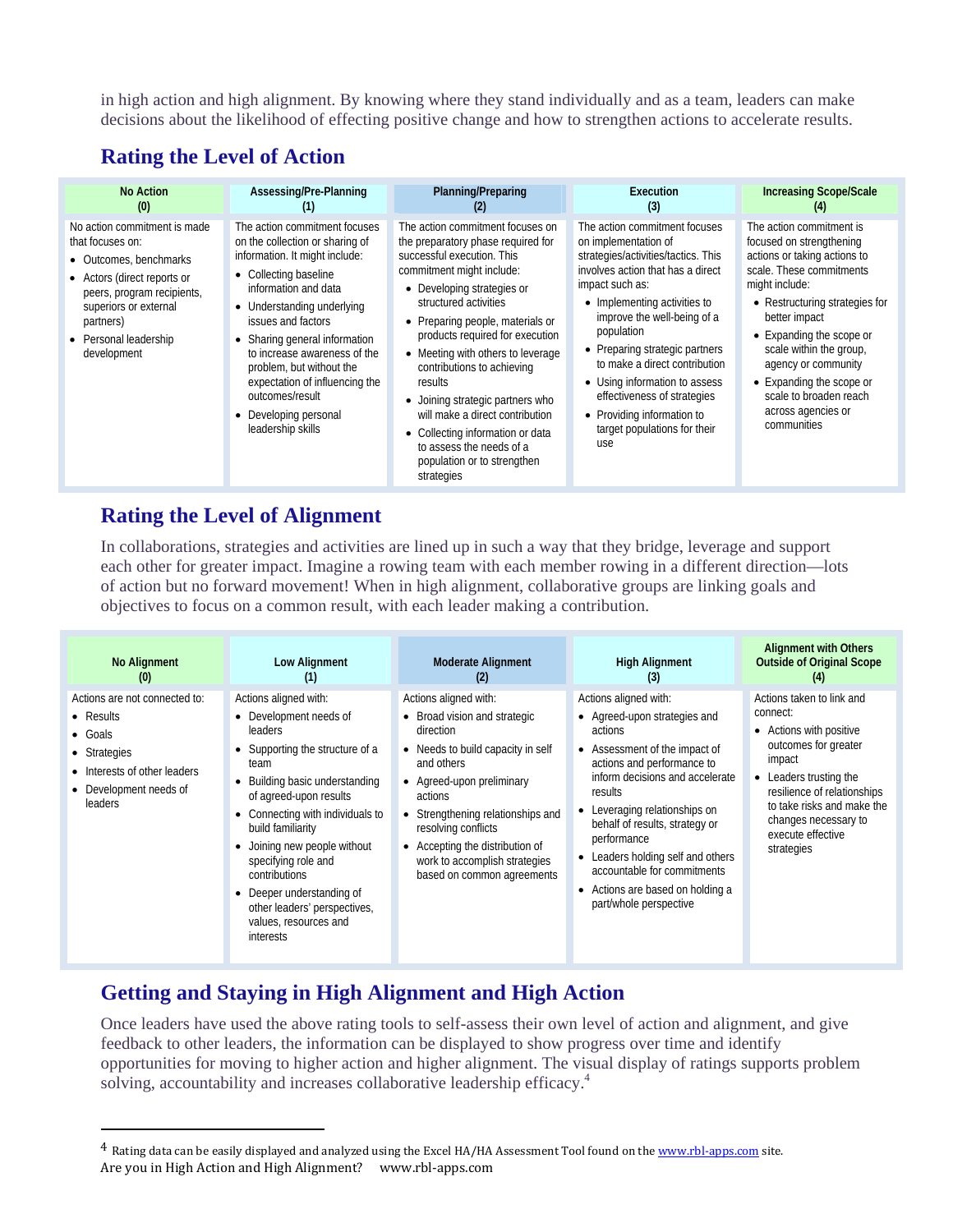in high action and high alignment. By knowing where they stand individually and as a team, leaders can make decisions about the likelihood of effecting positive change and how to strengthen actions to accelerate results.

## Rating the Level of Action

| No Action (0) | Assessing/Pre-Planning (1) | Planning/Preparing (2) | Execution (3) | Increasing Scope/Scale (4) |
|---|---|---|---|---|
| No action commitment is made that focuses on:<br>• Outcomes, benchmarks<br>• Actors (direct reports or peers, program recipients, superiors or external partners)<br>• Personal leadership development | The action commitment focuses on the collection or sharing of information. It might include:<br>• Collecting baseline information and data<br>• Understanding underlying issues and factors<br>• Sharing general information to increase awareness of the problem, but without the expectation of influencing the outcomes/result<br>• Developing personal leadership skills | The action commitment focuses on the preparatory phase required for successful execution. This commitment might include:<br>• Developing strategies or structured activities<br>• Preparing people, materials or products required for execution<br>• Meeting with others to leverage contributions to achieving results<br>• Joining strategic partners who will make a direct contribution<br>• Collecting information or data to assess the needs of a population or to strengthen strategies | The action commitment focuses on implementation of strategies/activities/tactics. This involves action that has a direct impact such as:<br>• Implementing activities to improve the well-being of a population<br>• Preparing strategic partners to make a direct contribution<br>• Using information to assess effectiveness of strategies<br>• Providing information to target populations for their use | The action commitment is focused on strengthening actions or taking actions to scale. These commitments might include:<br>• Restructuring strategies for better impact<br>• Expanding the scope or scale within the group, agency or community<br>• Expanding the scope or scale to broaden reach across agencies or communities |

## Rating the Level of Alignment

In collaborations, strategies and activities are lined up in such a way that they bridge, leverage and support each other for greater impact. Imagine a rowing team with each member rowing in a different direction—lots of action but no forward movement! When in high alignment, collaborative groups are linking goals and objectives to focus on a common result, with each leader making a contribution.

| No Alignment (0) | Low Alignment (1) | Moderate Alignment (2) | High Alignment (3) | Alignment with Others Outside of Original Scope (4) |
|---|---|---|---|---|
| Actions are not connected to:<br>• Results<br>• Goals<br>• Strategies<br>• Interests of other leaders<br>• Development needs of leaders | Actions aligned with:<br>• Development needs of leaders<br>• Supporting the structure of a team<br>• Building basic understanding of agreed-upon results<br>• Connecting with individuals to build familiarity<br>• Joining new people without specifying role and contributions<br>• Deeper understanding of other leaders' perspectives, values, resources and interests | Actions aligned with:<br>• Broad vision and strategic direction<br>• Needs to build capacity in self and others<br>• Agreed-upon preliminary actions<br>• Strengthening relationships and resolving conflicts<br>• Accepting the distribution of work to accomplish strategies based on common agreements | Actions aligned with:<br>• Agreed-upon strategies and actions<br>• Assessment of the impact of actions and performance to inform decisions and accelerate results<br>• Leveraging relationships on behalf of results, strategy or performance<br>• Leaders holding self and others accountable for commitments<br>• Actions are based on holding a part/whole perspective | Actions taken to link and connect:<br>• Actions with positive outcomes for greater impact<br>• Leaders trusting the resilience of relationships to take risks and make the changes necessary to execute effective strategies |

## Getting and Staying in High Alignment and High Action

Once leaders have used the above rating tools to self-assess their own level of action and alignment, and give feedback to other leaders, the information can be displayed to show progress over time and identify opportunities for moving to higher action and higher alignment. The visual display of ratings supports problem solving, accountability and increases collaborative leadership efficacy.[4]

[4] Rating data can be easily displayed and analyzed using the Excel HA/HA Assessment Tool found on the www.rbl-apps.com site.